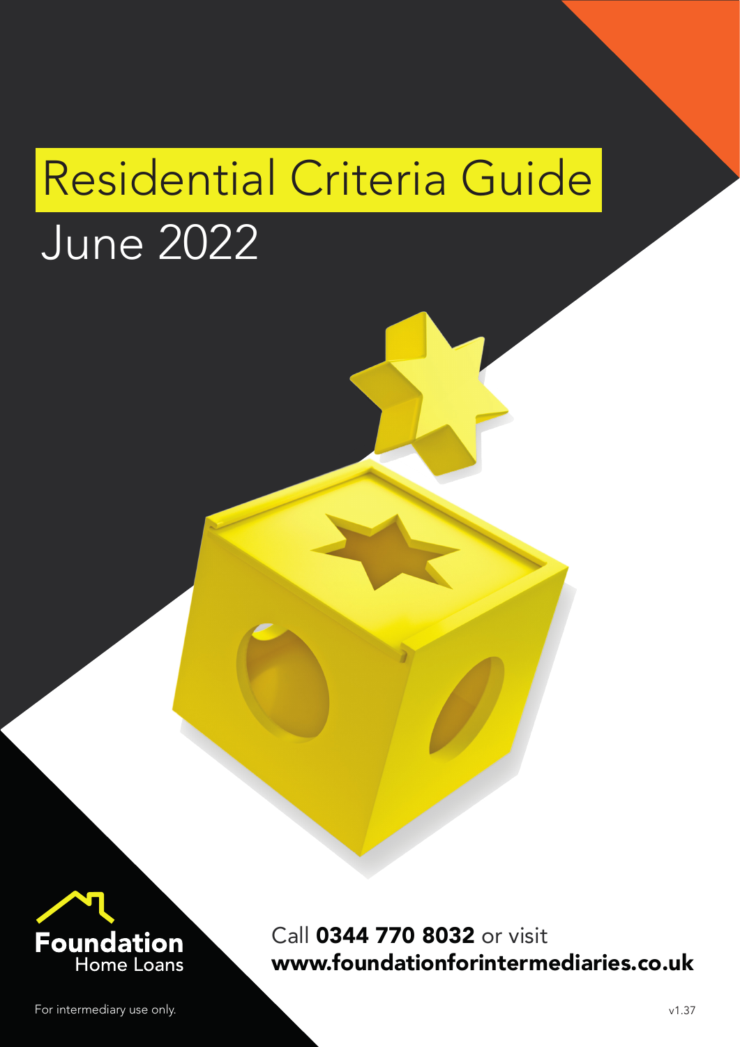# Residential Criteria Guide

## June 2022

Foundation Home Loans

Call **0344 770 8032** or visit **www.foundationforintermediaries.co.uk**

For intermediary use only.

v1.37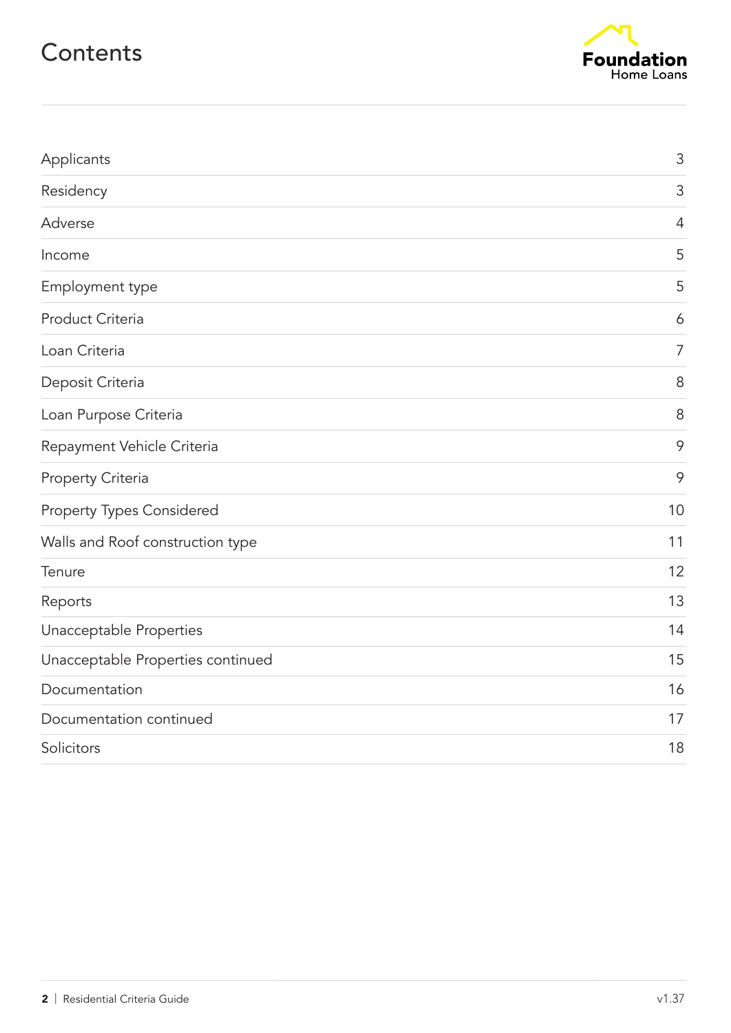# Contents

Foundation Home Loans

| | |
|---|---|
| Applicants | 3 |
| Residency | 3 |
| Adverse | 4 |
| Income | 5 |
| Employment type | 5 |
| Product Criteria | 6 |
| Loan Criteria | 7 |
| Deposit Criteria | 8 |
| Loan Purpose Criteria | 8 |
| Repayment Vehicle Criteria | 9 |
| Property Criteria | 9 |
| Property Types Considered | 10 |
| Walls and Roof construction type | 11 |
| Tenure | 12 |
| Reports | 13 |
| Unacceptable Properties | 14 |
| Unacceptable Properties continued | 15 |
| Documentation | 16 |
| Documentation continued | 17 |
| Solicitors | 18 |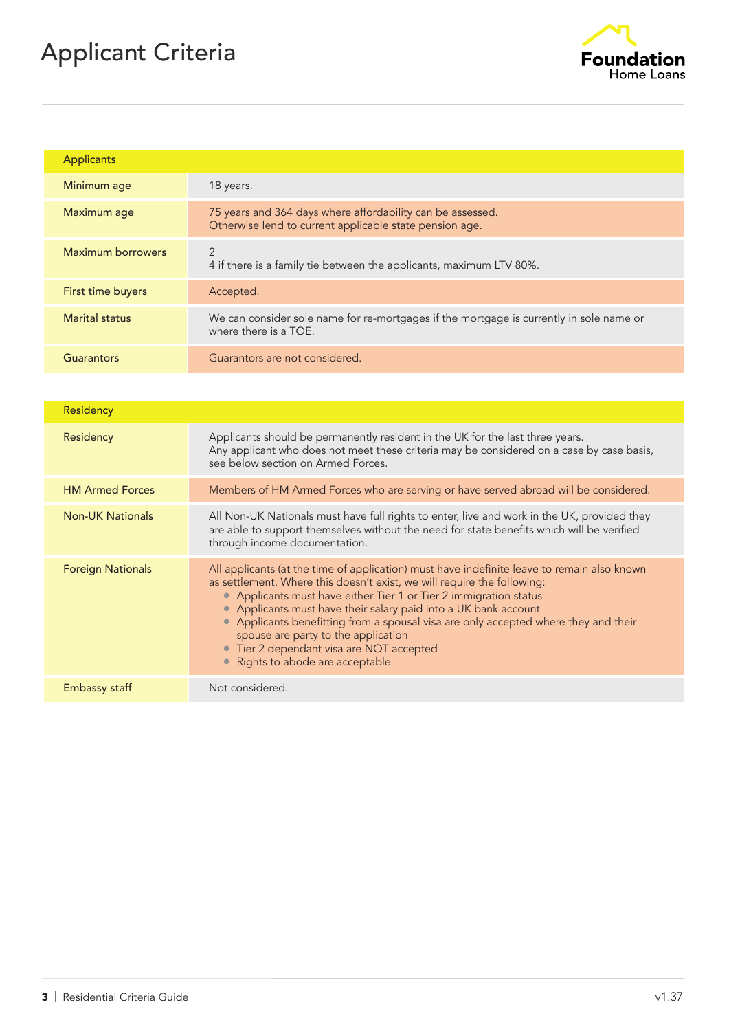# Applicant Criteria

| Applicants | |
|---|---|
| Minimum age | 18 years. |
| Maximum age | 75 years and 364 days where affordability can be assessed.<br>Otherwise lend to current applicable state pension age. |
| Maximum borrowers | 2<br>4 if there is a family tie between the applicants, maximum LTV 80%. |
| First time buyers | Accepted. |
| Marital status | We can consider sole name for re-mortgages if the mortgage is currently in sole name or where there is a TOE. |
| Guarantors | Guarantors are not considered. |

| Residency | |
|---|---|
| Residency | Applicants should be permanently resident in the UK for the last three years.<br>Any applicant who does not meet these criteria may be considered on a case by case basis, see below section on Armed Forces. |
| HM Armed Forces | Members of HM Armed Forces who are serving or have served abroad will be considered. |
| Non-UK Nationals | All Non-UK Nationals must have full rights to enter, live and work in the UK, provided they are able to support themselves without the need for state benefits which will be verified through income documentation. |
| Foreign Nationals | All applicants (at the time of application) must have indefinite leave to remain also known as settlement. Where this doesn't exist, we will require the following:<br>• Applicants must have either Tier 1 or Tier 2 immigration status<br>• Applicants must have their salary paid into a UK bank account<br>• Applicants benefitting from a spousal visa are only accepted where they and their spouse are party to the application<br>• Tier 2 dependant visa are NOT accepted<br>• Rights to abode are acceptable |
| Embassy staff | Not considered. |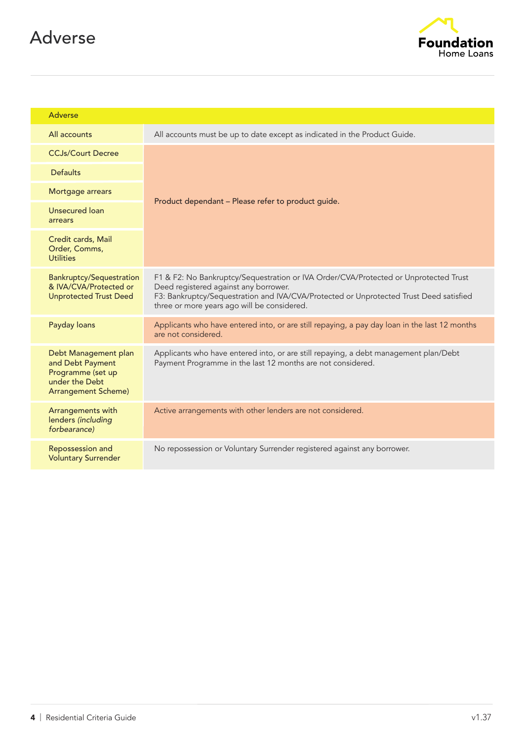# Adverse

| Adverse | |
|---|---|
| All accounts | All accounts must be up to date except as indicated in the Product Guide. |
| CCJs/Court Decree | Product dependant – Please refer to product guide. |
| Defaults | |
| Mortgage arrears | |
| Unsecured loan arrears | |
| Credit cards, Mail Order, Comms, Utilities | |
| Bankruptcy/Sequestration & IVA/CVA/Protected or Unprotected Trust Deed | F1 & F2: No Bankruptcy/Sequestration or IVA Order/CVA/Protected or Unprotected Trust Deed registered against any borrower.<br>F3: Bankruptcy/Sequestration and IVA/CVA/Protected or Unprotected Trust Deed satisfied three or more years ago will be considered. |
| Payday loans | Applicants who have entered into, or are still repaying, a pay day loan in the last 12 months are not considered. |
| Debt Management plan and Debt Payment Programme (set up under the Debt Arrangement Scheme) | Applicants who have entered into, or are still repaying, a debt management plan/Debt Payment Programme in the last 12 months are not considered. |
| Arrangements with lenders *(including forbearance)* | Active arrangements with other lenders are not considered. |
| Repossession and Voluntary Surrender | No repossession or Voluntary Surrender registered against any borrower. |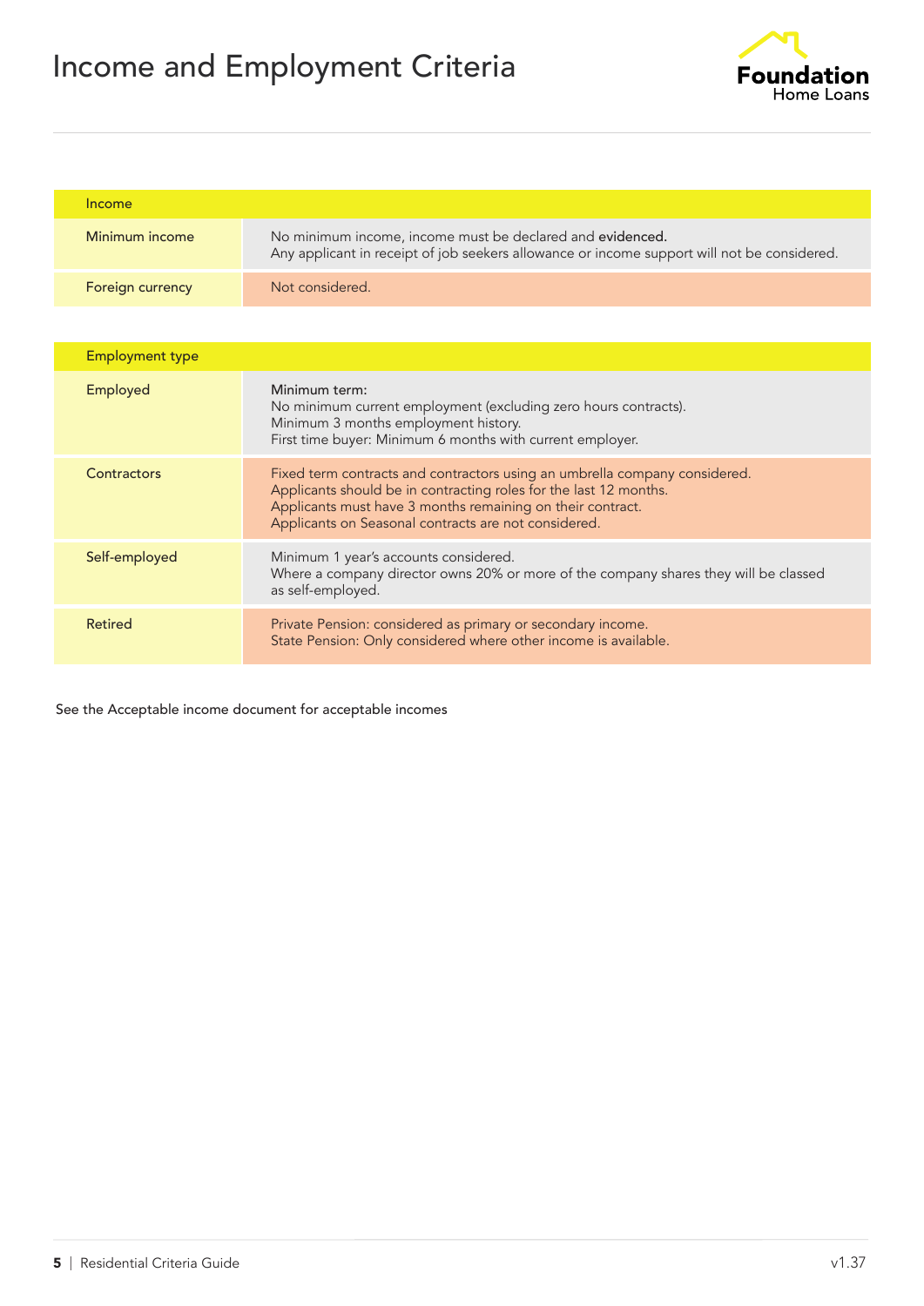# Income and Employment Criteria

| Income | |
|---|---|
| Minimum income | No minimum income, income must be declared and **evidenced.**<br>Any applicant in receipt of job seekers allowance or income support will not be considered. |
| Foreign currency | Not considered. |

| Employment type | |
|---|---|
| Employed | Minimum term:<br>No minimum current employment (excluding zero hours contracts).<br>Minimum 3 months employment history.<br>First time buyer: Minimum 6 months with current employer. |
| Contractors | Fixed term contracts and contractors using an umbrella company considered.<br>Applicants should be in contracting roles for the last 12 months.<br>Applicants must have 3 months remaining on their contract.<br>Applicants on Seasonal contracts are not considered. |
| Self-employed | Minimum 1 year's accounts considered.<br>Where a company director owns 20% or more of the company shares they will be classed as self-employed. |
| Retired | Private Pension: considered as primary or secondary income.<br>State Pension: Only considered where other income is available. |

See the Acceptable income document for acceptable incomes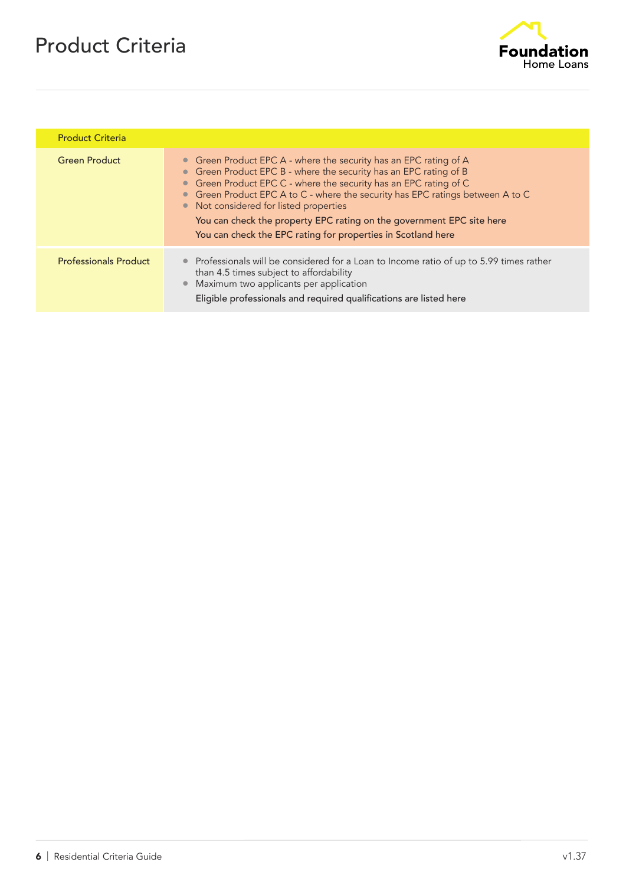# Product Criteria

| Product Criteria | |
|---|---|
| Green Product | • Green Product EPC A - where the security has an EPC rating of A<br>• Green Product EPC B - where the security has an EPC rating of B<br>• Green Product EPC C - where the security has an EPC rating of C<br>• Green Product EPC A to C - where the security has EPC ratings between A to C<br>• Not considered for listed properties<br>You can check the property EPC rating on the government EPC site here<br>You can check the EPC rating for properties in Scotland here |
| Professionals Product | • Professionals will be considered for a Loan to Income ratio of up to 5.99 times rather than 4.5 times subject to affordability<br>• Maximum two applicants per application<br>Eligible professionals and required qualifications are listed here |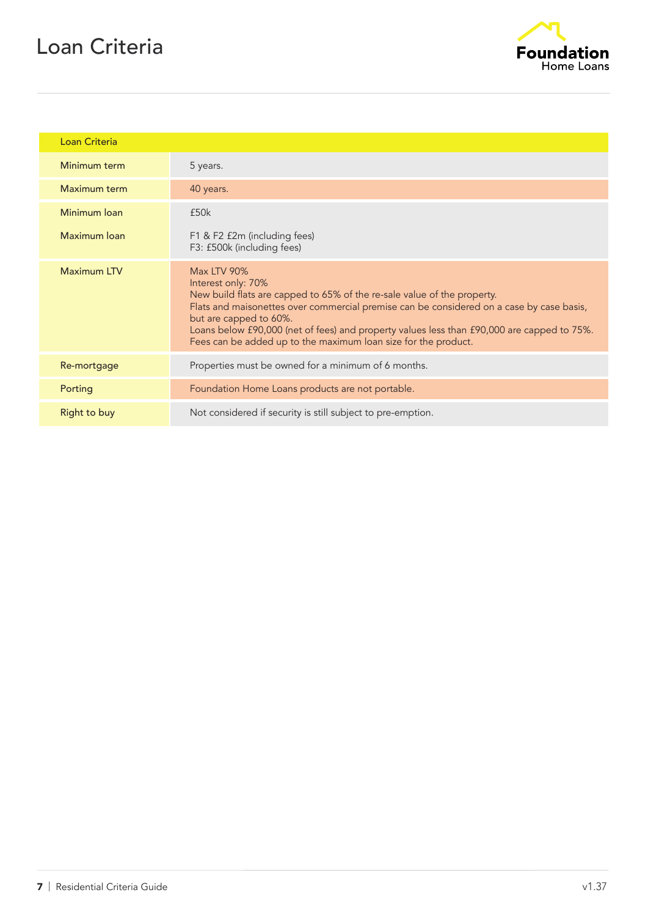# Loan Criteria

| Loan Criteria | |
|---|---|
| Minimum term | 5 years. |
| Maximum term | 40 years. |
| Minimum loan | £50k |
| Maximum loan | F1 & F2 £2m (including fees)<br>F3: £500k (including fees) |
| Maximum LTV | Max LTV 90%<br>Interest only: 70%<br>New build flats are capped to 65% of the re-sale value of the property.<br>Flats and maisonettes over commercial premise can be considered on a case by case basis, but are capped to 60%.<br>Loans below £90,000 (net of fees) and property values less than £90,000 are capped to 75%.<br>Fees can be added up to the maximum loan size for the product. |
| Re-mortgage | Properties must be owned for a minimum of 6 months. |
| Porting | Foundation Home Loans products are not portable. |
| Right to buy | Not considered if security is still subject to pre-emption. |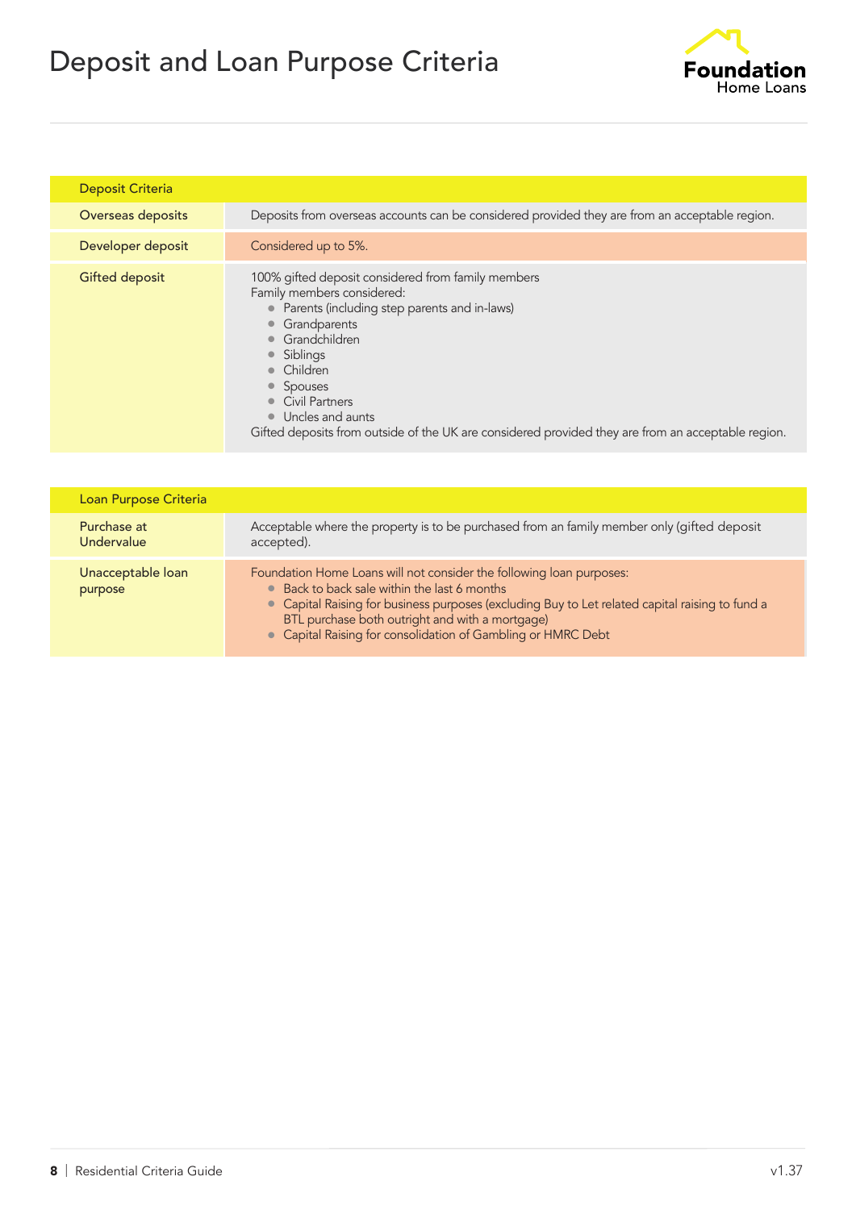# Deposit and Loan Purpose Criteria

| Deposit Criteria | |
|---|---|
| Overseas deposits | Deposits from overseas accounts can be considered provided they are from an acceptable region. |
| Developer deposit | Considered up to 5%. |
| Gifted deposit | 100% gifted deposit considered from family members<br>Family members considered:<br>• Parents (including step parents and in-laws)<br>• Grandparents<br>• Grandchildren<br>• Siblings<br>• Children<br>• Spouses<br>• Civil Partners<br>• Uncles and aunts<br>Gifted deposits from outside of the UK are considered provided they are from an acceptable region. |

| Loan Purpose Criteria | |
|---|---|
| Purchase at Undervalue | Acceptable where the property is to be purchased from an family member only (gifted deposit accepted). |
| Unacceptable loan purpose | Foundation Home Loans will not consider the following loan purposes:<br>• Back to back sale within the last 6 months<br>• Capital Raising for business purposes (excluding Buy to Let related capital raising to fund a BTL purchase both outright and with a mortgage)<br>• Capital Raising for consolidation of Gambling or HMRC Debt |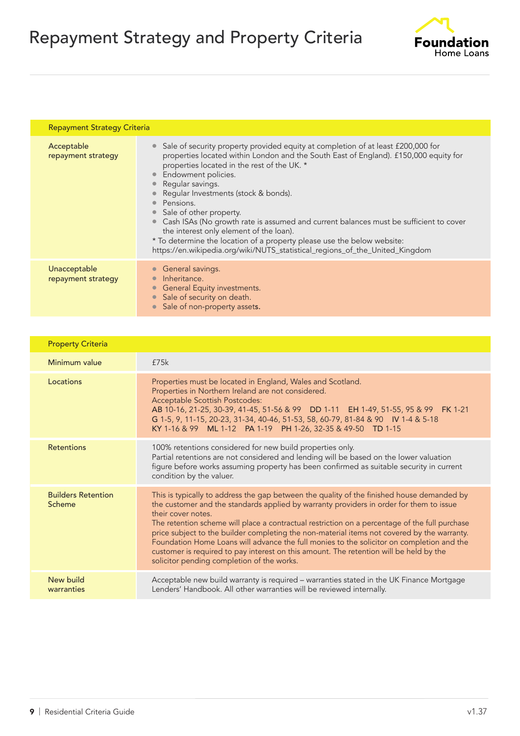# Repayment Strategy and Property Criteria

| Repayment Strategy Criteria | |
|---|---|
| Acceptable repayment strategy | • Sale of security property provided equity at completion of at least £200,000 for properties located within London and the South East of England). £150,000 equity for properties located in the rest of the UK. *<br>• Endowment policies.<br>• Regular savings.<br>• Regular Investments (stock & bonds).<br>• Pensions.<br>• Sale of other property.<br>• Cash ISAs (No growth rate is assumed and current balances must be sufficient to cover the interest only element of the loan).<br>* To determine the location of a property please use the below website: https://en.wikipedia.org/wiki/NUTS_statistical_regions_of_the_United_Kingdom |
| Unacceptable repayment strategy | • General savings.<br>• Inheritance.<br>• General Equity investments.<br>• Sale of security on death.<br>• Sale of non-property assets. |

| Property Criteria | |
|---|---|
| Minimum value | £75k |
| Locations | Properties must be located in England, Wales and Scotland.<br>Properties in Northern Ireland are not considered.<br>Acceptable Scottish Postcodes:<br>**AB** 10-16, 21-25, 30-39, 41-45, 51-56 & 99 **DD** 1-11 **EH** 1-49, 51-55, 95 & 99 **FK** 1-21 **G** 1-5, 9, 11-15, 20-23, 31-34, 40-46, 51-53, 58, 60-79, 81-84 & 90 **IV** 1-4 & 5-18 **KY** 1-16 & 99 **ML** 1-12 **PA** 1-19 **PH** 1-26, 32-35 & 49-50 **TD** 1-15 |
| Retentions | 100% retentions considered for new build properties only.<br>Partial retentions are not considered and lending will be based on the lower valuation figure before works assuming property has been confirmed as suitable security in current condition by the valuer. |
| Builders Retention Scheme | This is typically to address the gap between the quality of the finished house demanded by the customer and the standards applied by warranty providers in order for them to issue their cover notes.<br>The retention scheme will place a contractual restriction on a percentage of the full purchase price subject to the builder completing the non-material items not covered by the warranty. Foundation Home Loans will advance the full monies to the solicitor on completion and the customer is required to pay interest on this amount. The retention will be held by the solicitor pending completion of the works. |
| New build warranties | Acceptable new build warranty is required – warranties stated in the UK Finance Mortgage Lenders' Handbook. All other warranties will be reviewed internally. |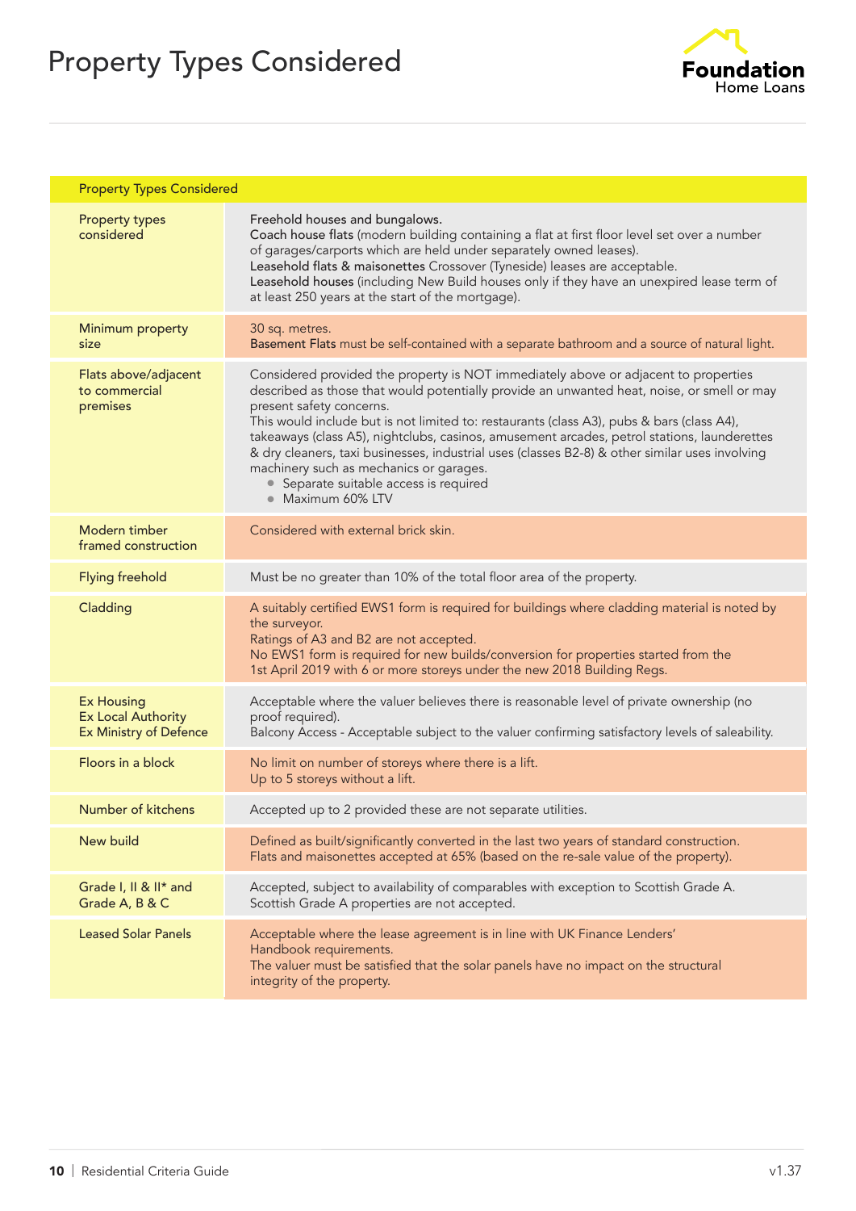# Property Types Considered

| Property Types Considered | |
|---|---|
| Property types considered | **Freehold houses and bungalows.**<br>**Coach house flats** (modern building containing a flat at first floor level set over a number of garages/carports which are held under separately owned leases).<br>**Leasehold flats & maisonettes** Crossover (Tyneside) leases are acceptable.<br>**Leasehold houses** (including New Build houses only if they have an unexpired lease term of at least 250 years at the start of the mortgage). |
| Minimum property size | 30 sq. metres.<br>**Basement Flats** must be self-contained with a separate bathroom and a source of natural light. |
| Flats above/adjacent to commercial premises | Considered provided the property is NOT immediately above or adjacent to properties described as those that would potentially provide an unwanted heat, noise, or smell or may present safety concerns.<br>This would include but is not limited to: restaurants (class A3), pubs & bars (class A4), takeaways (class A5), nightclubs, casinos, amusement arcades, petrol stations, launderettes & dry cleaners, taxi businesses, industrial uses (classes B2-8) & other similar uses involving machinery such as mechanics or garages.<br>• Separate suitable access is required<br>• Maximum 60% LTV |
| Modern timber framed construction | Considered with external brick skin. |
| Flying freehold | Must be no greater than 10% of the total floor area of the property. |
| Cladding | A suitably certified EWS1 form is required for buildings where cladding material is noted by the surveyor.<br>Ratings of A3 and B2 are not accepted.<br>No EWS1 form is required for new builds/conversion for properties started from the 1st April 2019 with 6 or more storeys under the new 2018 Building Regs. |
| Ex Housing<br>Ex Local Authority<br>Ex Ministry of Defence | Acceptable where the valuer believes there is reasonable level of private ownership (no proof required).<br>Balcony Access - Acceptable subject to the valuer confirming satisfactory levels of saleability. |
| Floors in a block | No limit on number of storeys where there is a lift.<br>Up to 5 storeys without a lift. |
| Number of kitchens | Accepted up to 2 provided these are not separate utilities. |
| New build | Defined as built/significantly converted in the last two years of standard construction.<br>Flats and maisonettes accepted at 65% (based on the re-sale value of the property). |
| Grade I, II & II* and Grade A, B & C | Accepted, subject to availability of comparables with exception to Scottish Grade A.<br>Scottish Grade A properties are not accepted. |
| Leased Solar Panels | Acceptable where the lease agreement is in line with UK Finance Lenders' Handbook requirements.<br>The valuer must be satisfied that the solar panels have no impact on the structural integrity of the property. |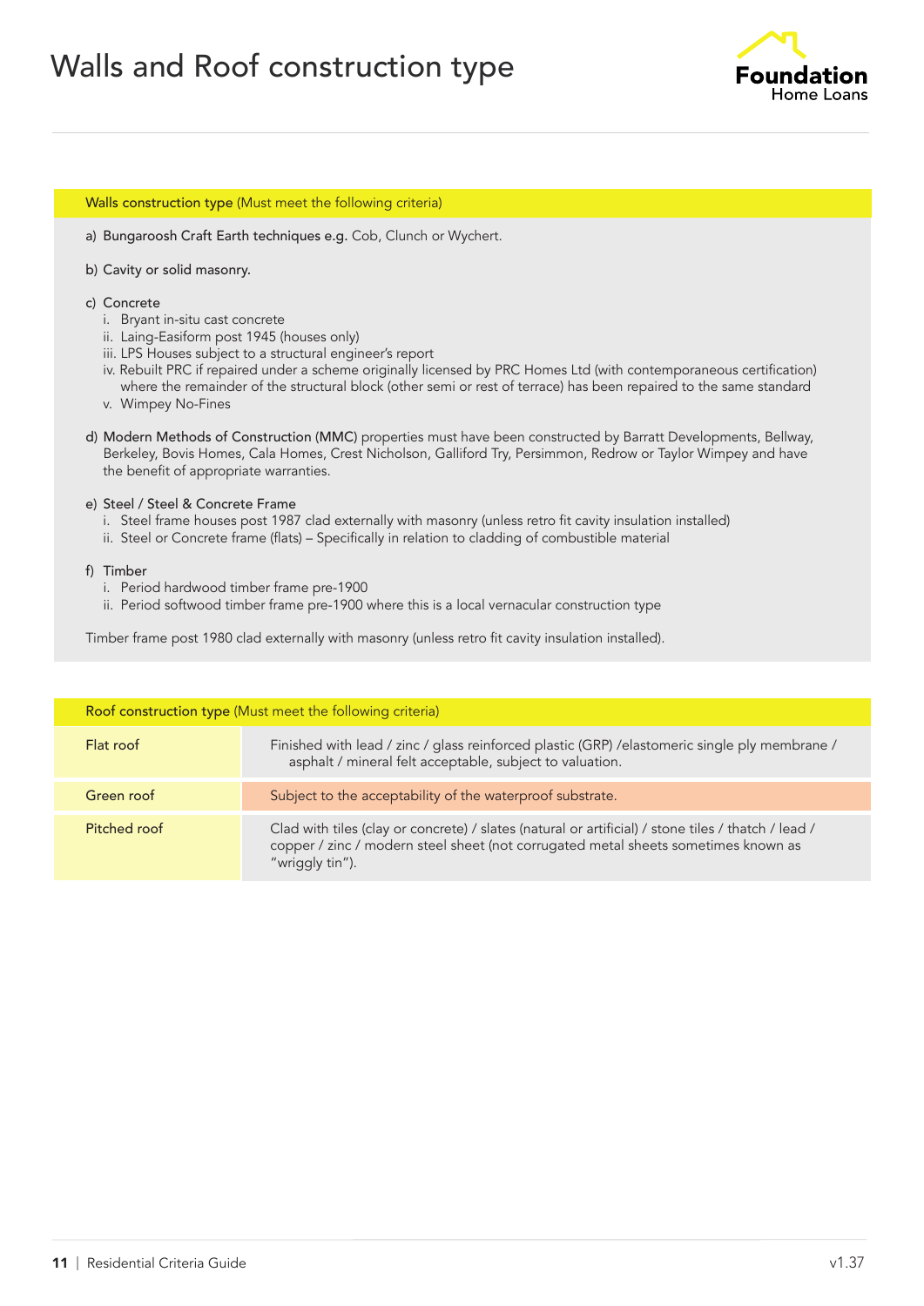# Walls and Roof construction type

**Walls construction type** (Must meet the following criteria)

a) Bungaroosh Craft Earth techniques e.g. Cob, Clunch or Wychert.

b) Cavity or solid masonry.

c) Concrete
   i. Bryant in-situ cast concrete
   ii. Laing-Easiform post 1945 (houses only)
   iii. LPS Houses subject to a structural engineer's report
   iv. Rebuilt PRC if repaired under a scheme originally licensed by PRC Homes Ltd (with contemporaneous certification) where the remainder of the structural block (other semi or rest of terrace) has been repaired to the same standard
   v. Wimpey No-Fines

d) Modern Methods of Construction (MMC) properties must have been constructed by Barratt Developments, Bellway, Berkeley, Bovis Homes, Cala Homes, Crest Nicholson, Galliford Try, Persimmon, Redrow or Taylor Wimpey and have the benefit of appropriate warranties.

e) Steel / Steel & Concrete Frame
   i. Steel frame houses post 1987 clad externally with masonry (unless retro fit cavity insulation installed)
   ii. Steel or Concrete frame (flats) – Specifically in relation to cladding of combustible material

f) Timber
   i. Period hardwood timber frame pre-1900
   ii. Period softwood timber frame pre-1900 where this is a local vernacular construction type

Timber frame post 1980 clad externally with masonry (unless retro fit cavity insulation installed).

| Roof construction type (Must meet the following criteria) | |
|---|---|
| Flat roof | Finished with lead / zinc / glass reinforced plastic (GRP) /elastomeric single ply membrane / asphalt / mineral felt acceptable, subject to valuation. |
| Green roof | Subject to the acceptability of the waterproof substrate. |
| Pitched roof | Clad with tiles (clay or concrete) / slates (natural or artificial) / stone tiles / thatch / lead / copper / zinc / modern steel sheet (not corrugated metal sheets sometimes known as "wriggly tin"). |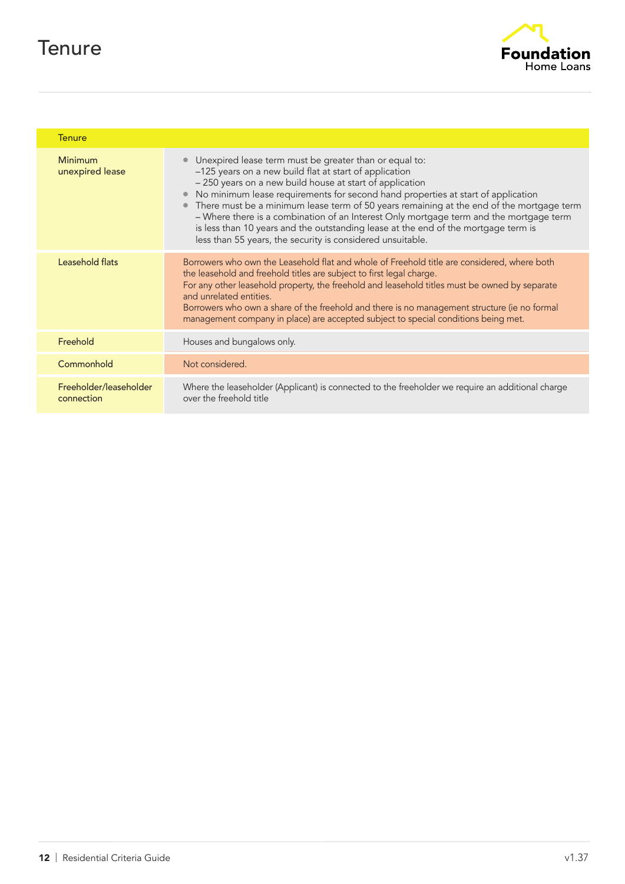# Tenure

| Tenure | |
|---|---|
| Minimum unexpired lease | • Unexpired lease term must be greater than or equal to:<br>–125 years on a new build flat at start of application<br>– 250 years on a new build house at start of application<br>• No minimum lease requirements for second hand properties at start of application<br>• There must be a minimum lease term of 50 years remaining at the end of the mortgage term – Where there is a combination of an Interest Only mortgage term and the mortgage term is less than 10 years and the outstanding lease at the end of the mortgage term is less than 55 years, the security is considered unsuitable. |
| Leasehold flats | Borrowers who own the Leasehold flat and whole of Freehold title are considered, where both the leasehold and freehold titles are subject to first legal charge.<br>For any other leasehold property, the freehold and leasehold titles must be owned by separate and unrelated entities.<br>Borrowers who own a share of the freehold and there is no management structure (ie no formal management company in place) are accepted subject to special conditions being met. |
| Freehold | Houses and bungalows only. |
| Commonhold | Not considered. |
| Freeholder/leaseholder connection | Where the leaseholder (Applicant) is connected to the freeholder we require an additional charge over the freehold title |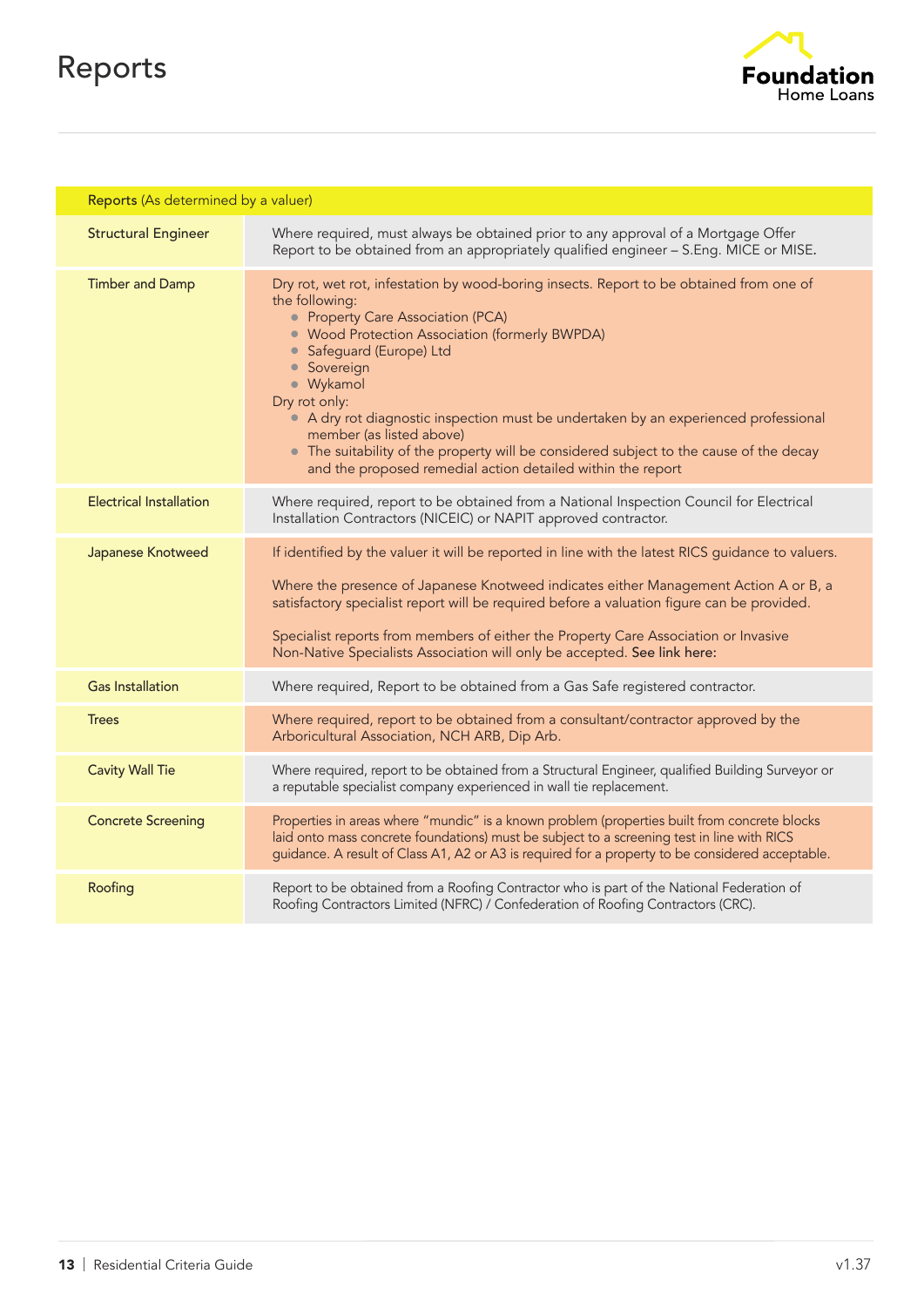# Reports

| **Reports** (As determined by a valuer) | |
|---|---|
| Structural Engineer | Where required, must always be obtained prior to any approval of a Mortgage Offer Report to be obtained from an appropriately qualified engineer – S.Eng. MICE or MISE. |
| Timber and Damp | Dry rot, wet rot, infestation by wood-boring insects. Report to be obtained from one of the following:<br>• Property Care Association (PCA)<br>• Wood Protection Association (formerly BWPDA)<br>• Safeguard (Europe) Ltd<br>• Sovereign<br>• Wykamol<br>Dry rot only:<br>• A dry rot diagnostic inspection must be undertaken by an experienced professional member (as listed above)<br>• The suitability of the property will be considered subject to the cause of the decay and the proposed remedial action detailed within the report |
| Electrical Installation | Where required, report to be obtained from a National Inspection Council for Electrical Installation Contractors (NICEIC) or NAPIT approved contractor. |
| Japanese Knotweed | If identified by the valuer it will be reported in line with the latest RICS guidance to valuers.<br><br>Where the presence of Japanese Knotweed indicates either Management Action A or B, a satisfactory specialist report will be required before a valuation figure can be provided.<br><br>Specialist reports from members of either the Property Care Association or Invasive Non-Native Specialists Association will only be accepted. See link here: |
| Gas Installation | Where required, Report to be obtained from a Gas Safe registered contractor. |
| Trees | Where required, report to be obtained from a consultant/contractor approved by the Arboricultural Association, NCH ARB, Dip Arb. |
| Cavity Wall Tie | Where required, report to be obtained from a Structural Engineer, qualified Building Surveyor or a reputable specialist company experienced in wall tie replacement. |
| Concrete Screening | Properties in areas where "mundic" is a known problem (properties built from concrete blocks laid onto mass concrete foundations) must be subject to a screening test in line with RICS guidance. A result of Class A1, A2 or A3 is required for a property to be considered acceptable. |
| Roofing | Report to be obtained from a Roofing Contractor who is part of the National Federation of Roofing Contractors Limited (NFRC) / Confederation of Roofing Contractors (CRC). |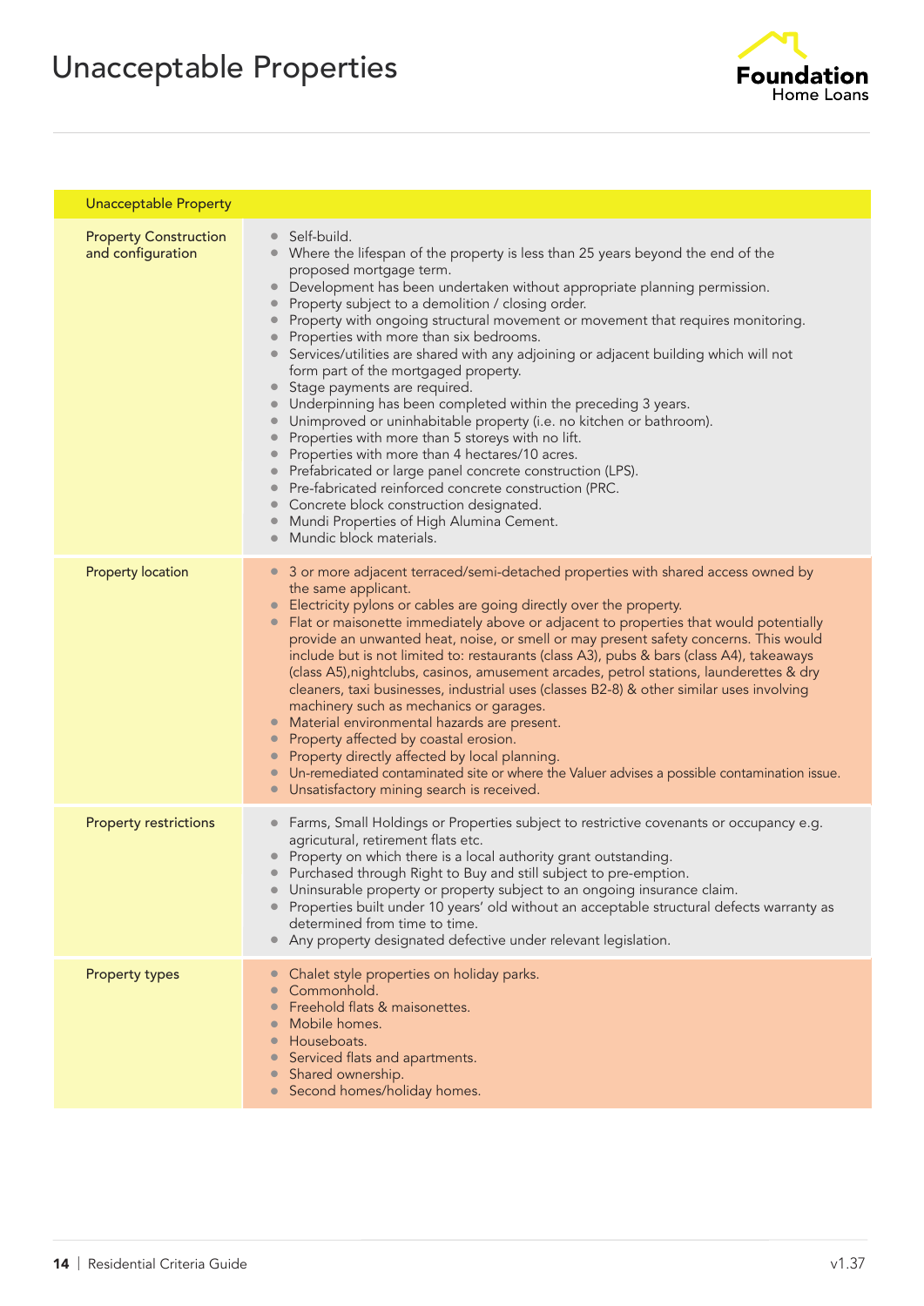# Unacceptable Properties

| Unacceptable Property | |
|---|---|
| Property Construction and configuration | • Self-build.<br>• Where the lifespan of the property is less than 25 years beyond the end of the proposed mortgage term.<br>• Development has been undertaken without appropriate planning permission.<br>• Property subject to a demolition / closing order.<br>• Property with ongoing structural movement or movement that requires monitoring.<br>• Properties with more than six bedrooms.<br>• Services/utilities are shared with any adjoining or adjacent building which will not form part of the mortgaged property.<br>• Stage payments are required.<br>• Underpinning has been completed within the preceding 3 years.<br>• Unimproved or uninhabitable property (i.e. no kitchen or bathroom).<br>• Properties with more than 5 storeys with no lift.<br>• Properties with more than 4 hectares/10 acres.<br>• Prefabricated or large panel concrete construction (LPS).<br>• Pre-fabricated reinforced concrete construction (PRC.<br>• Concrete block construction designated.<br>• Mundi Properties of High Alumina Cement.<br>• Mundic block materials. |
| Property location | • 3 or more adjacent terraced/semi-detached properties with shared access owned by the same applicant.<br>• Electricity pylons or cables are going directly over the property.<br>• Flat or maisonette immediately above or adjacent to properties that would potentially provide an unwanted heat, noise, or smell or may present safety concerns. This would include but is not limited to: restaurants (class A3), pubs & bars (class A4), takeaways (class A5),nightclubs, casinos, amusement arcades, petrol stations, launderettes & dry cleaners, taxi businesses, industrial uses (classes B2-8) & other similar uses involving machinery such as mechanics or garages.<br>• Material environmental hazards are present.<br>• Property affected by coastal erosion.<br>• Property directly affected by local planning.<br>• Un-remediated contaminated site or where the Valuer advises a possible contamination issue.<br>• Unsatisfactory mining search is received. |
| Property restrictions | • Farms, Small Holdings or Properties subject to restrictive covenants or occupancy e.g. agricutural, retirement flats etc.<br>• Property on which there is a local authority grant outstanding.<br>• Purchased through Right to Buy and still subject to pre-emption.<br>• Uninsurable property or property subject to an ongoing insurance claim.<br>• Properties built under 10 years' old without an acceptable structural defects warranty as determined from time to time.<br>• Any property designated defective under relevant legislation. |
| Property types | • Chalet style properties on holiday parks.<br>• Commonhold.<br>• Freehold flats & maisonettes.<br>• Mobile homes.<br>• Houseboats.<br>• Serviced flats and apartments.<br>• Shared ownership.<br>• Second homes/holiday homes. |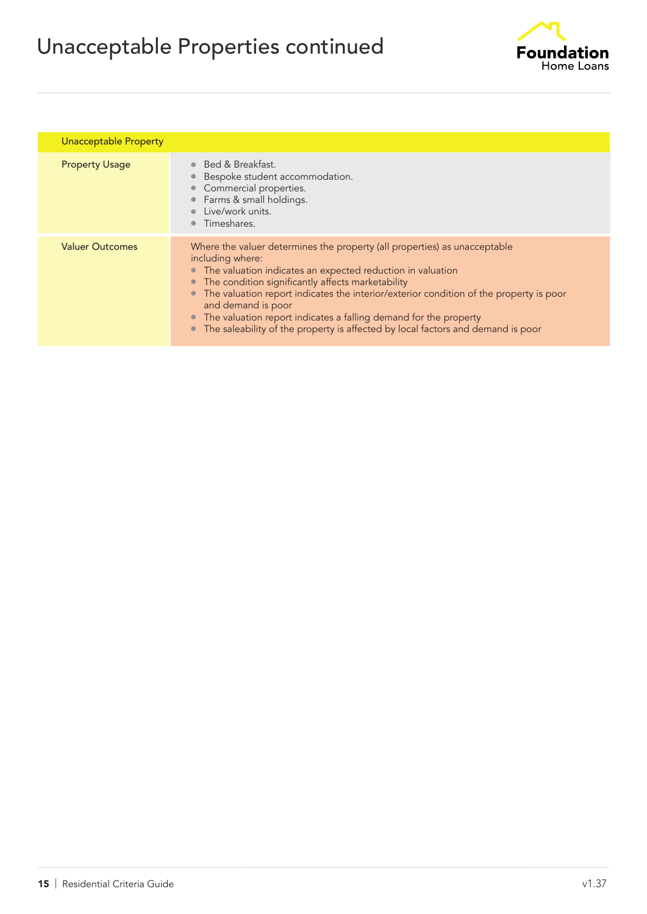# Unacceptable Properties continued

| Unacceptable Property | |
|---|---|
| Property Usage | • Bed & Breakfast.<br>• Bespoke student accommodation.<br>• Commercial properties.<br>• Farms & small holdings.<br>• Live/work units.<br>• Timeshares. |
| Valuer Outcomes | Where the valuer determines the property (all properties) as unacceptable including where:<br>• The valuation indicates an expected reduction in valuation<br>• The condition significantly affects marketability<br>• The valuation report indicates the interior/exterior condition of the property is poor and demand is poor<br>• The valuation report indicates a falling demand for the property<br>• The saleability of the property is affected by local factors and demand is poor |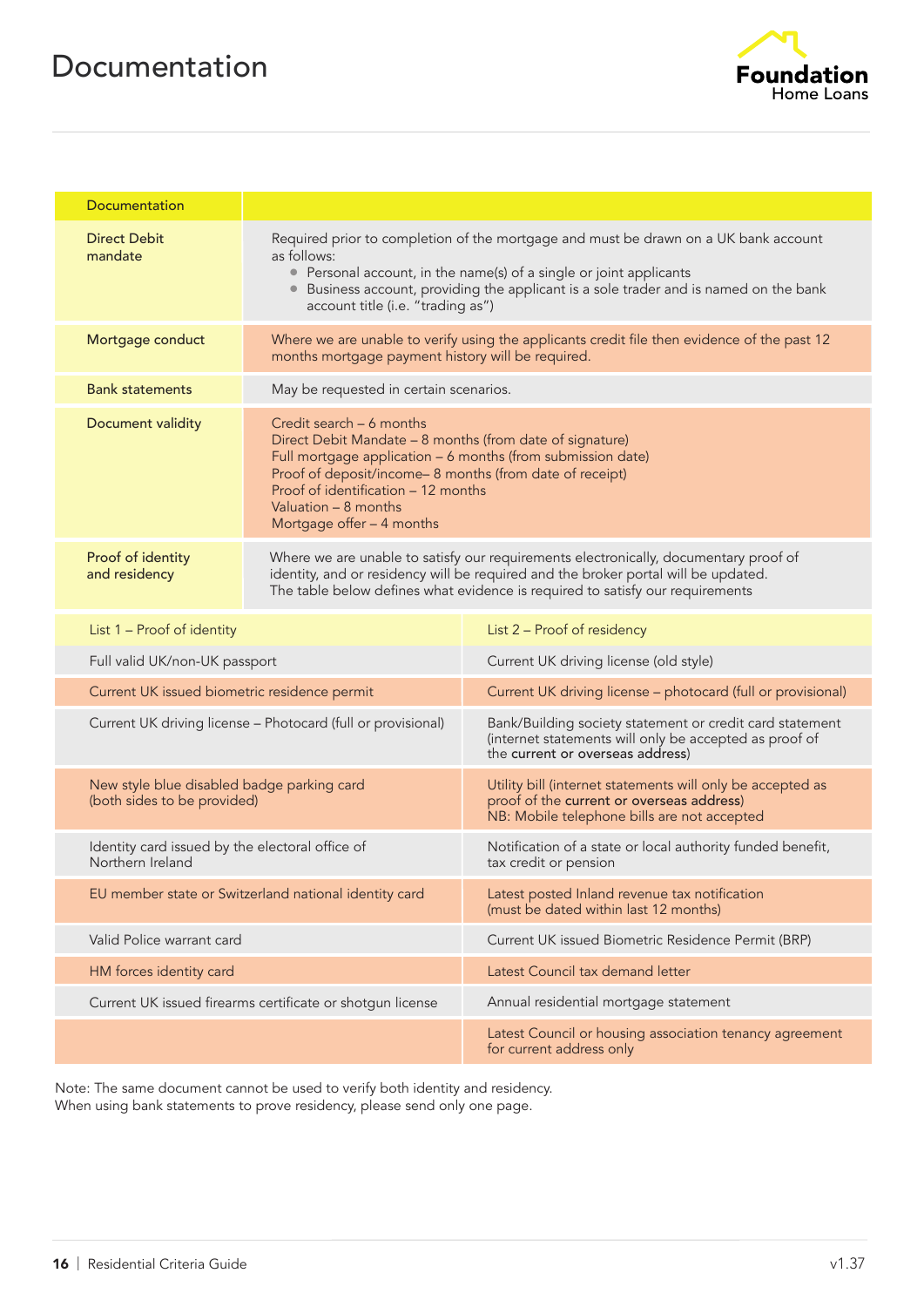# Documentation

| Documentation | |
|---|---|
| Direct Debit mandate | Required prior to completion of the mortgage and must be drawn on a UK bank account as follows:<br>• Personal account, in the name(s) of a single or joint applicants<br>• Business account, providing the applicant is a sole trader and is named on the bank account title (i.e. "trading as") |
| Mortgage conduct | Where we are unable to verify using the applicants credit file then evidence of the past 12 months mortgage payment history will be required. |
| Bank statements | May be requested in certain scenarios. |
| Document validity | Credit search – 6 months<br>Direct Debit Mandate – 8 months (from date of signature)<br>Full mortgage application – 6 months (from submission date)<br>Proof of deposit/income– 8 months (from date of receipt)<br>Proof of identification – 12 months<br>Valuation – 8 months<br>Mortgage offer – 4 months |
| Proof of identity and residency | Where we are unable to satisfy our requirements electronically, documentary proof of identity, and or residency will be required and the broker portal will be updated. The table below defines what evidence is required to satisfy our requirements |

| List 1 – Proof of identity | List 2 – Proof of residency |
|---|---|
| Full valid UK/non-UK passport | Current UK driving license (old style) |
| Current UK issued biometric residence permit | Current UK driving license – photocard (full or provisional) |
| Current UK driving license – Photocard (full or provisional) | Bank/Building society statement or credit card statement (internet statements will only be accepted as proof of the **current or overseas address**) |
| New style blue disabled badge parking card (both sides to be provided) | Utility bill (internet statements will only be accepted as proof of the **current or overseas address**)<br>NB: Mobile telephone bills are not accepted |
| Identity card issued by the electoral office of Northern Ireland | Notification of a state or local authority funded benefit, tax credit or pension |
| EU member state or Switzerland national identity card | Latest posted Inland revenue tax notification (must be dated within last 12 months) |
| Valid Police warrant card | Current UK issued Biometric Residence Permit (BRP) |
| HM forces identity card | Latest Council tax demand letter |
| Current UK issued firearms certificate or shotgun license | Annual residential mortgage statement |
| | Latest Council or housing association tenancy agreement for current address only |

Note: The same document cannot be used to verify both identity and residency.
When using bank statements to prove residency, please send only one page.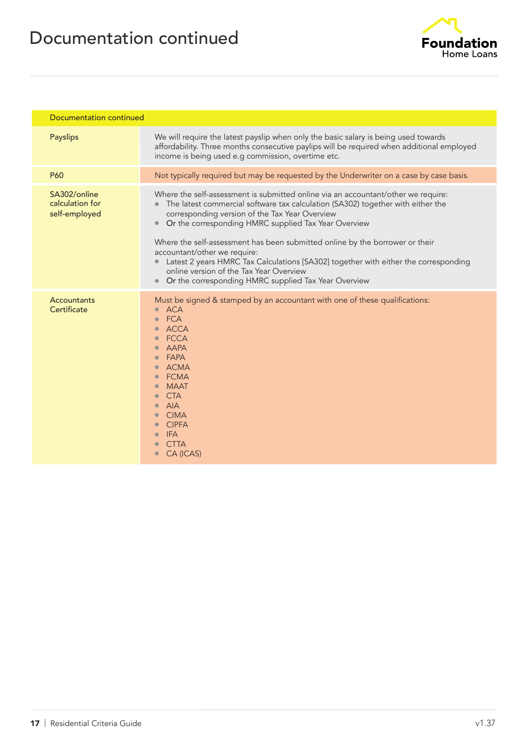# Documentation continued

| Documentation continued | |
|---|---|
| Payslips | We will require the latest payslip when only the basic salary is being used towards affordability. Three months consecutive paylips will be required when additional employed income is being used e.g commission, overtime etc. |
| P60 | Not typically required but may be requested by the Underwriter on a case by case basis. |
| SA302/online calculation for self-employed | Where the self-assessment is submitted online via an accountant/other we require:<br>• The latest commercial software tax calculation (SA302) together with either the corresponding version of the Tax Year Overview<br>• **Or** the corresponding HMRC supplied Tax Year Overview<br><br>Where the self-assessment has been submitted online by the borrower or their accountant/other we require:<br>• Latest 2 years HMRC Tax Calculations [SA302] together with either the corresponding online version of the Tax Year Overview<br>• **Or** the corresponding HMRC supplied Tax Year Overview |
| Accountants Certificate | Must be signed & stamped by an accountant with one of these qualifications:<br>• ACA<br>• FCA<br>• ACCA<br>• FCCA<br>• AAPA<br>• FAPA<br>• ACMA<br>• FCMA<br>• MAAT<br>• CTA<br>• AIA<br>• CIMA<br>• CIPFA<br>• IFA<br>• CTTA<br>• CA (ICAS) |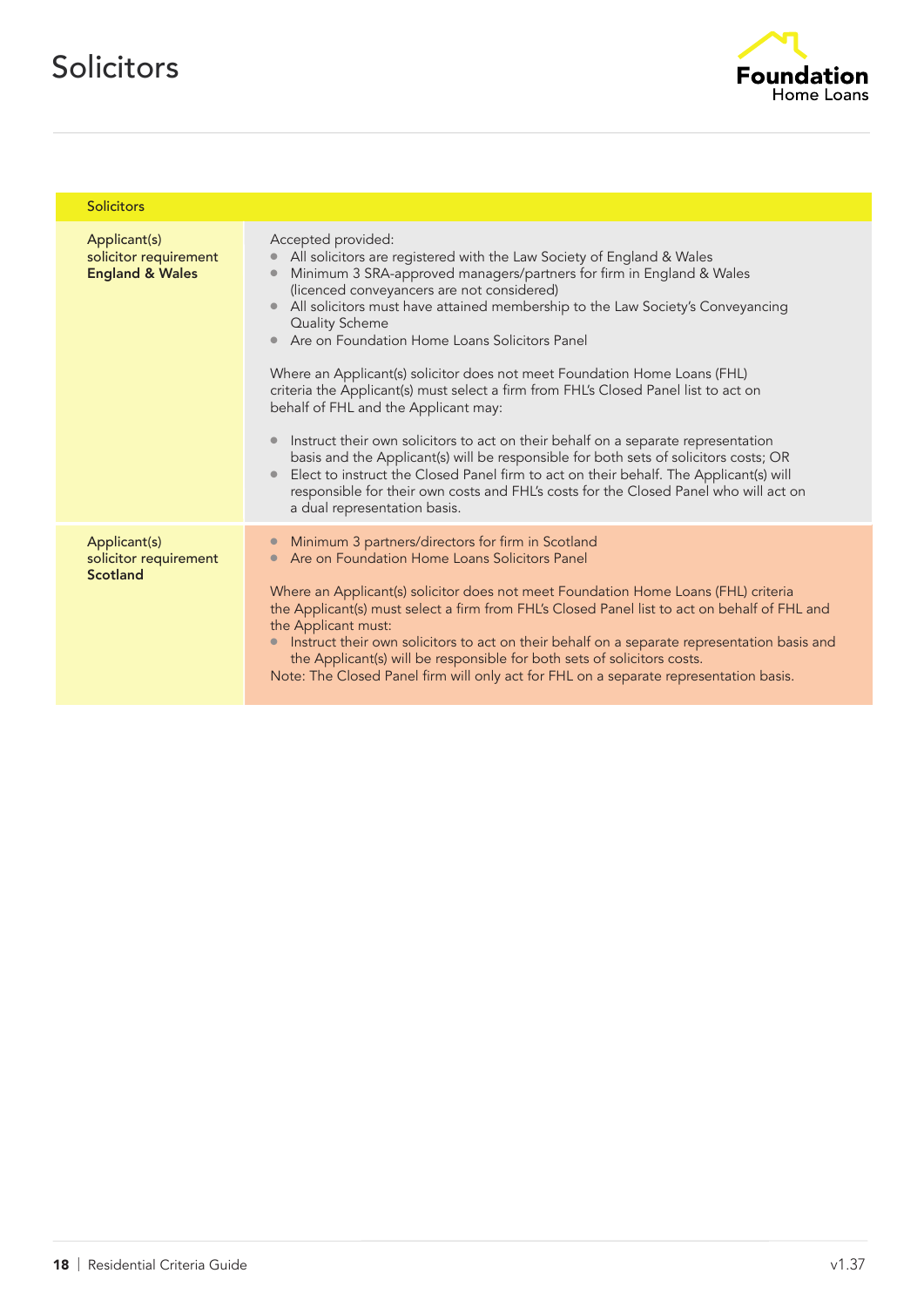# Solicitors

| Solicitors | |
|---|---|
| Applicant(s) solicitor requirement **England & Wales** | Accepted provided:<br>• All solicitors are registered with the Law Society of England & Wales<br>• Minimum 3 SRA-approved managers/partners for firm in England & Wales (licenced conveyancers are not considered)<br>• All solicitors must have attained membership to the Law Society's Conveyancing Quality Scheme<br>• Are on Foundation Home Loans Solicitors Panel<br><br>Where an Applicant(s) solicitor does not meet Foundation Home Loans (FHL) criteria the Applicant(s) must select a firm from FHL's Closed Panel list to act on behalf of FHL and the Applicant may:<br><br>• Instruct their own solicitors to act on their behalf on a separate representation basis and the Applicant(s) will be responsible for both sets of solicitors costs; OR<br>• Elect to instruct the Closed Panel firm to act on their behalf. The Applicant(s) will responsible for their own costs and FHL's costs for the Closed Panel who will act on a dual representation basis. |
| Applicant(s) solicitor requirement **Scotland** | • Minimum 3 partners/directors for firm in Scotland<br>• Are on Foundation Home Loans Solicitors Panel<br><br>Where an Applicant(s) solicitor does not meet Foundation Home Loans (FHL) criteria the Applicant(s) must select a firm from FHL's Closed Panel list to act on behalf of FHL and the Applicant must:<br>• Instruct their own solicitors to act on their behalf on a separate representation basis and the Applicant(s) will be responsible for both sets of solicitors costs.<br>Note: The Closed Panel firm will only act for FHL on a separate representation basis. |